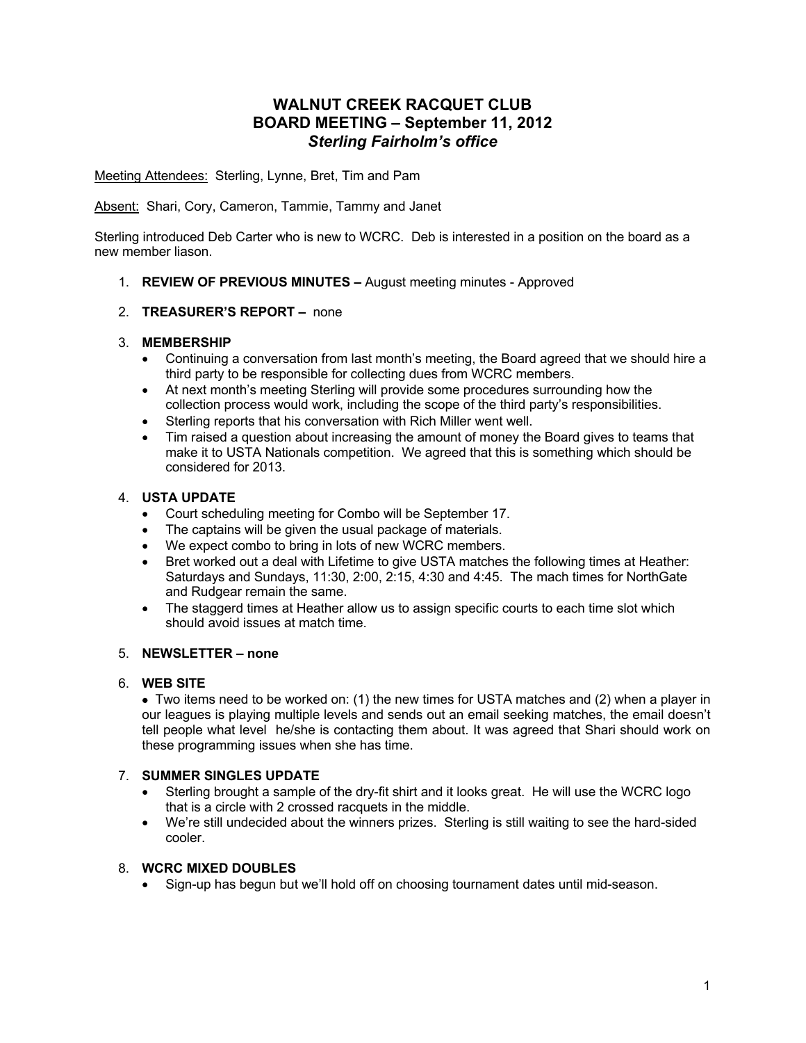# WALNUT CREEK RACQUET CLUB
# BOARD MEETING – September 11, 2012
### *Sterling Fairholm's office*

Meeting Attendees: Sterling, Lynne, Bret, Tim and Pam

Absent: Shari, Cory, Cameron, Tammie, Tammy and Janet

Sterling introduced Deb Carter who is new to WCRC. Deb is interested in a position on the board as a new member liason.

1. **REVIEW OF PREVIOUS MINUTES –** August meeting minutes - Approved

2. **TREASURER'S REPORT –** none

3. **MEMBERSHIP**
   - Continuing a conversation from last month's meeting, the Board agreed that we should hire a third party to be responsible for collecting dues from WCRC members.
   - At next month's meeting Sterling will provide some procedures surrounding how the collection process would work, including the scope of the third party's responsibilities.
   - Sterling reports that his conversation with Rich Miller went well.
   - Tim raised a question about increasing the amount of money the Board gives to teams that make it to USTA Nationals competition. We agreed that this is something which should be considered for 2013.

4. **USTA UPDATE**
   - Court scheduling meeting for Combo will be September 17.
   - The captains will be given the usual package of materials.
   - We expect combo to bring in lots of new WCRC members.
   - Bret worked out a deal with Lifetime to give USTA matches the following times at Heather: Saturdays and Sundays, 11:30, 2:00, 2:15, 4:30 and 4:45. The mach times for NorthGate and Rudgear remain the same.
   - The staggerd times at Heather allow us to assign specific courts to each time slot which should avoid issues at match time.

5. **NEWSLETTER – none**

6. **WEB SITE**
   - Two items need to be worked on: (1) the new times for USTA matches and (2) when a player in our leagues is playing multiple levels and sends out an email seeking matches, the email doesn't tell people what level he/she is contacting them about. It was agreed that Shari should work on these programming issues when she has time.

7. **SUMMER SINGLES UPDATE**
   - Sterling brought a sample of the dry-fit shirt and it looks great. He will use the WCRC logo that is a circle with 2 crossed racquets in the middle.
   - We're still undecided about the winners prizes. Sterling is still waiting to see the hard-sided cooler.

8. **WCRC MIXED DOUBLES**
   - Sign-up has begun but we'll hold off on choosing tournament dates until mid-season.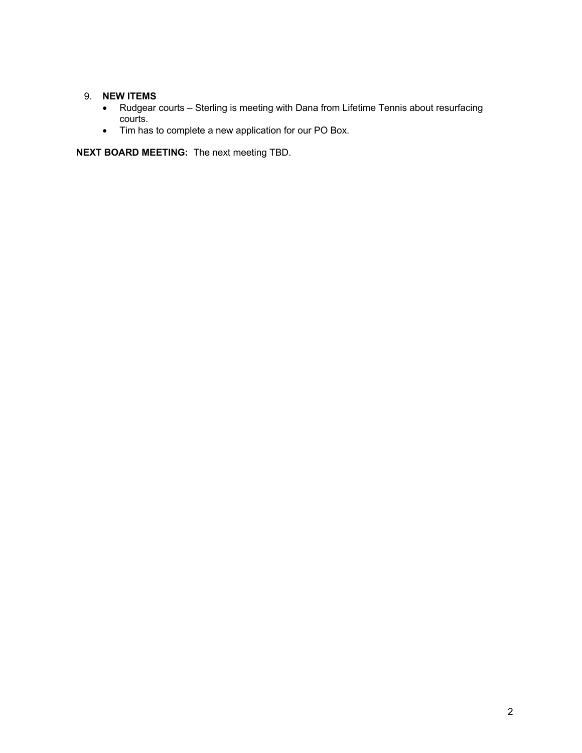9. **NEW ITEMS**
   - Rudgear courts – Sterling is meeting with Dana from Lifetime Tennis about resurfacing courts.
   - Tim has to complete a new application for our PO Box.

**NEXT BOARD MEETING:** The next meeting TBD.